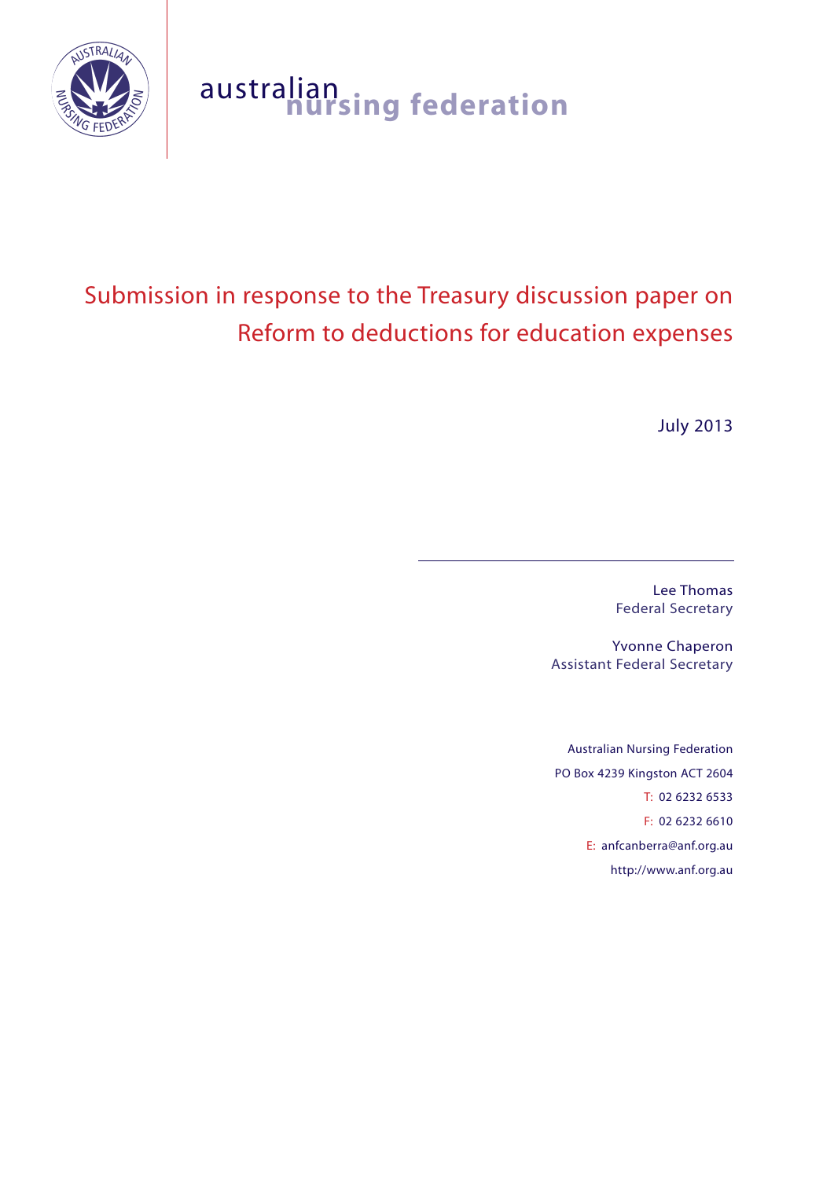australian nursing federation

# Submission in response to the Treasury discussion paper on Reform to deductions for education expenses

July 2013

Lee Thomas
Federal Secretary

Yvonne Chaperon
Assistant Federal Secretary

Australian Nursing Federation
PO Box 4239 Kingston ACT 2604
T: 02 6232 6533
F: 02 6232 6610
E: anfcanberra@anf.org.au
http://www.anf.org.au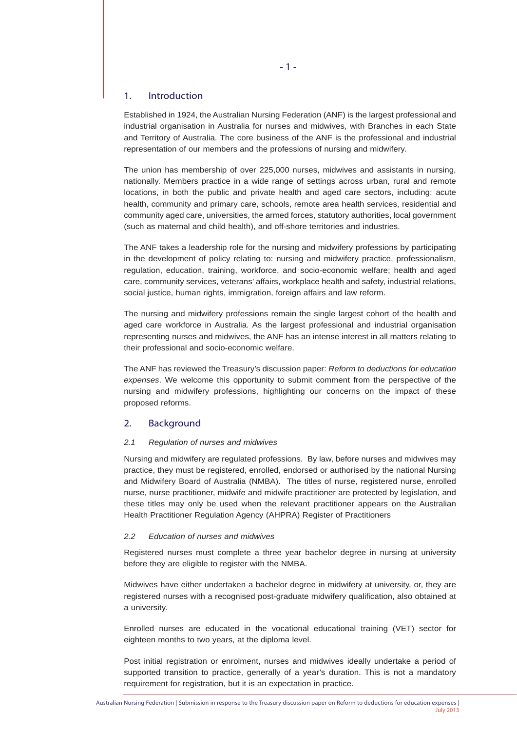## 1. Introduction

Established in 1924, the Australian Nursing Federation (ANF) is the largest professional and industrial organisation in Australia for nurses and midwives, with Branches in each State and Territory of Australia. The core business of the ANF is the professional and industrial representation of our members and the professions of nursing and midwifery.

The union has membership of over 225,000 nurses, midwives and assistants in nursing, nationally. Members practice in a wide range of settings across urban, rural and remote locations, in both the public and private health and aged care sectors, including: acute health, community and primary care, schools, remote area health services, residential and community aged care, universities, the armed forces, statutory authorities, local government (such as maternal and child health), and off-shore territories and industries.

The ANF takes a leadership role for the nursing and midwifery professions by participating in the development of policy relating to: nursing and midwifery practice, professionalism, regulation, education, training, workforce, and socio-economic welfare; health and aged care, community services, veterans' affairs, workplace health and safety, industrial relations, social justice, human rights, immigration, foreign affairs and law reform.

The nursing and midwifery professions remain the single largest cohort of the health and aged care workforce in Australia. As the largest professional and industrial organisation representing nurses and midwives, the ANF has an intense interest in all matters relating to their professional and socio-economic welfare.

The ANF has reviewed the Treasury's discussion paper: *Reform to deductions for education expenses*. We welcome this opportunity to submit comment from the perspective of the nursing and midwifery professions, highlighting our concerns on the impact of these proposed reforms.

## 2. Background

### *2.1 Regulation of nurses and midwives*

Nursing and midwifery are regulated professions. By law, before nurses and midwives may practice, they must be registered, enrolled, endorsed or authorised by the national Nursing and Midwifery Board of Australia (NMBA). The titles of nurse, registered nurse, enrolled nurse, nurse practitioner, midwife and midwife practitioner are protected by legislation, and these titles may only be used when the relevant practitioner appears on the Australian Health Practitioner Regulation Agency (AHPRA) Register of Practitioners

### *2.2 Education of nurses and midwives*

Registered nurses must complete a three year bachelor degree in nursing at university before they are eligible to register with the NMBA.

Midwives have either undertaken a bachelor degree in midwifery at university, or, they are registered nurses with a recognised post-graduate midwifery qualification, also obtained at a university.

Enrolled nurses are educated in the vocational educational training (VET) sector for eighteen months to two years, at the diploma level.

Post initial registration or enrolment, nurses and midwives ideally undertake a period of supported transition to practice, generally of a year's duration. This is not a mandatory requirement for registration, but it is an expectation in practice.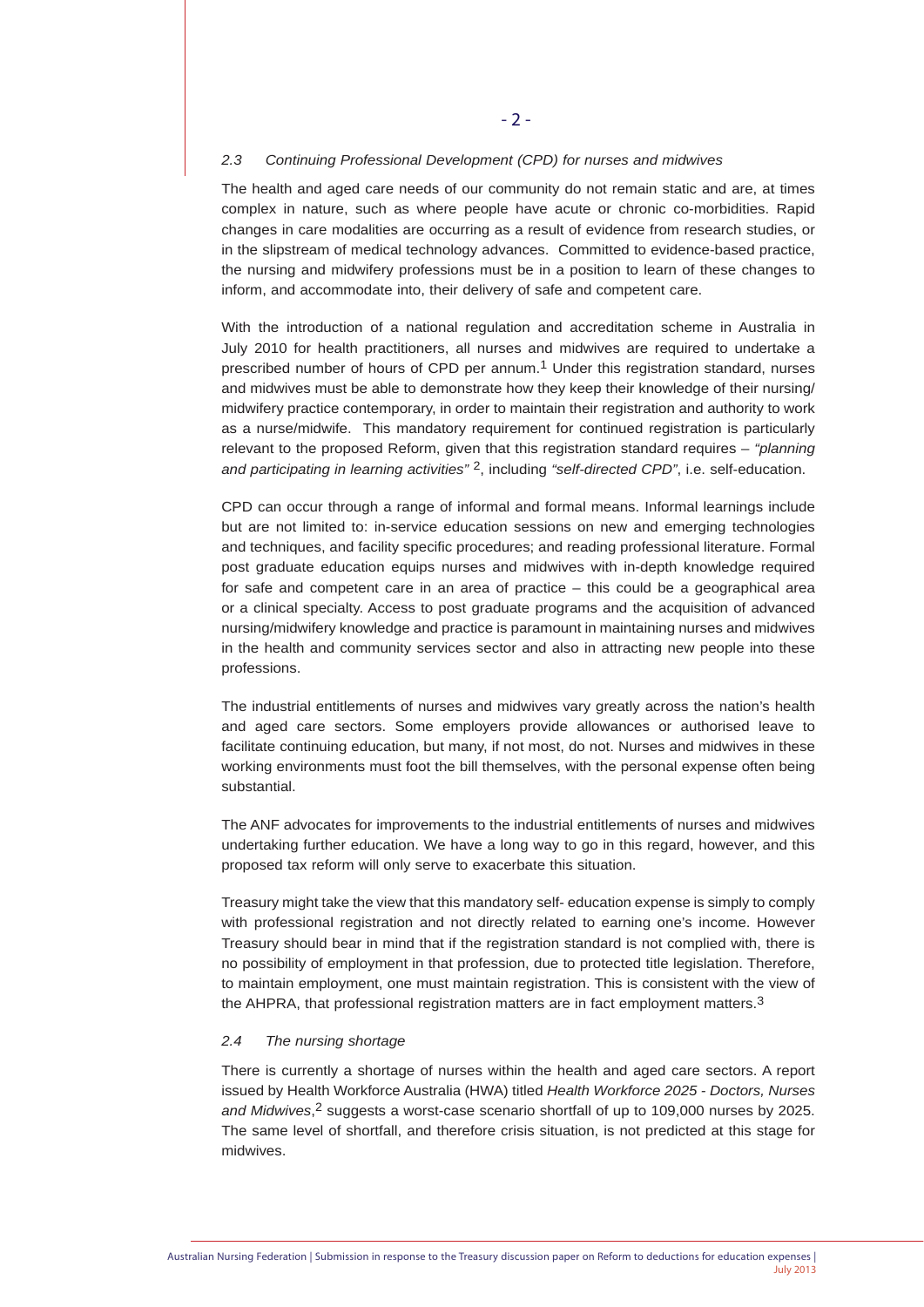### *2.3 Continuing Professional Development (CPD) for nurses and midwives*

The health and aged care needs of our community do not remain static and are, at times complex in nature, such as where people have acute or chronic co-morbidities. Rapid changes in care modalities are occurring as a result of evidence from research studies, or in the slipstream of medical technology advances. Committed to evidence-based practice, the nursing and midwifery professions must be in a position to learn of these changes to inform, and accommodate into, their delivery of safe and competent care.

With the introduction of a national regulation and accreditation scheme in Australia in July 2010 for health practitioners, all nurses and midwives are required to undertake a prescribed number of hours of CPD per annum.[1] Under this registration standard, nurses and midwives must be able to demonstrate how they keep their knowledge of their nursing/midwifery practice contemporary, in order to maintain their registration and authority to work as a nurse/midwife. This mandatory requirement for continued registration is particularly relevant to the proposed Reform, given that this registration standard requires – *"planning and participating in learning activities"* [2], including *"self-directed CPD"*, i.e. self-education.

CPD can occur through a range of informal and formal means. Informal learnings include but are not limited to: in-service education sessions on new and emerging technologies and techniques, and facility specific procedures; and reading professional literature. Formal post graduate education equips nurses and midwives with in-depth knowledge required for safe and competent care in an area of practice – this could be a geographical area or a clinical specialty. Access to post graduate programs and the acquisition of advanced nursing/midwifery knowledge and practice is paramount in maintaining nurses and midwives in the health and community services sector and also in attracting new people into these professions.

The industrial entitlements of nurses and midwives vary greatly across the nation's health and aged care sectors. Some employers provide allowances or authorised leave to facilitate continuing education, but many, if not most, do not. Nurses and midwives in these working environments must foot the bill themselves, with the personal expense often being substantial.

The ANF advocates for improvements to the industrial entitlements of nurses and midwives undertaking further education. We have a long way to go in this regard, however, and this proposed tax reform will only serve to exacerbate this situation.

Treasury might take the view that this mandatory self- education expense is simply to comply with professional registration and not directly related to earning one's income. However Treasury should bear in mind that if the registration standard is not complied with, there is no possibility of employment in that profession, due to protected title legislation. Therefore, to maintain employment, one must maintain registration. This is consistent with the view of the AHPRA, that professional registration matters are in fact employment matters.[3]

### *2.4 The nursing shortage*

There is currently a shortage of nurses within the health and aged care sectors. A report issued by Health Workforce Australia (HWA) titled *Health Workforce 2025 - Doctors, Nurses and Midwives*,[2] suggests a worst-case scenario shortfall of up to 109,000 nurses by 2025. The same level of shortfall, and therefore crisis situation, is not predicted at this stage for midwives.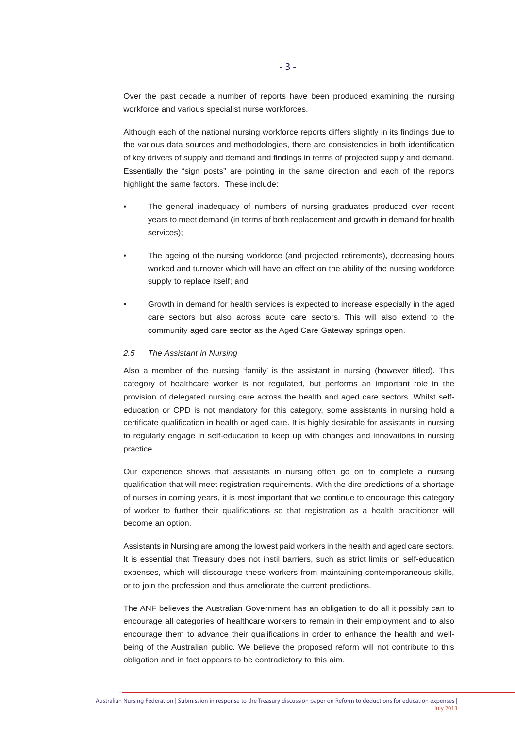Over the past decade a number of reports have been produced examining the nursing workforce and various specialist nurse workforces.

Although each of the national nursing workforce reports differs slightly in its findings due to the various data sources and methodologies, there are consistencies in both identification of key drivers of supply and demand and findings in terms of projected supply and demand. Essentially the "sign posts" are pointing in the same direction and each of the reports highlight the same factors. These include:

- The general inadequacy of numbers of nursing graduates produced over recent years to meet demand (in terms of both replacement and growth in demand for health services);
- The ageing of the nursing workforce (and projected retirements), decreasing hours worked and turnover which will have an effect on the ability of the nursing workforce supply to replace itself; and
- Growth in demand for health services is expected to increase especially in the aged care sectors but also across acute care sectors. This will also extend to the community aged care sector as the Aged Care Gateway springs open.

### *2.5 The Assistant in Nursing*

Also a member of the nursing 'family' is the assistant in nursing (however titled). This category of healthcare worker is not regulated, but performs an important role in the provision of delegated nursing care across the health and aged care sectors. Whilst self-education or CPD is not mandatory for this category, some assistants in nursing hold a certificate qualification in health or aged care. It is highly desirable for assistants in nursing to regularly engage in self-education to keep up with changes and innovations in nursing practice.

Our experience shows that assistants in nursing often go on to complete a nursing qualification that will meet registration requirements. With the dire predictions of a shortage of nurses in coming years, it is most important that we continue to encourage this category of worker to further their qualifications so that registration as a health practitioner will become an option.

Assistants in Nursing are among the lowest paid workers in the health and aged care sectors. It is essential that Treasury does not instil barriers, such as strict limits on self-education expenses, which will discourage these workers from maintaining contemporaneous skills, or to join the profession and thus ameliorate the current predictions.

The ANF believes the Australian Government has an obligation to do all it possibly can to encourage all categories of healthcare workers to remain in their employment and to also encourage them to advance their qualifications in order to enhance the health and well-being of the Australian public. We believe the proposed reform will not contribute to this obligation and in fact appears to be contradictory to this aim.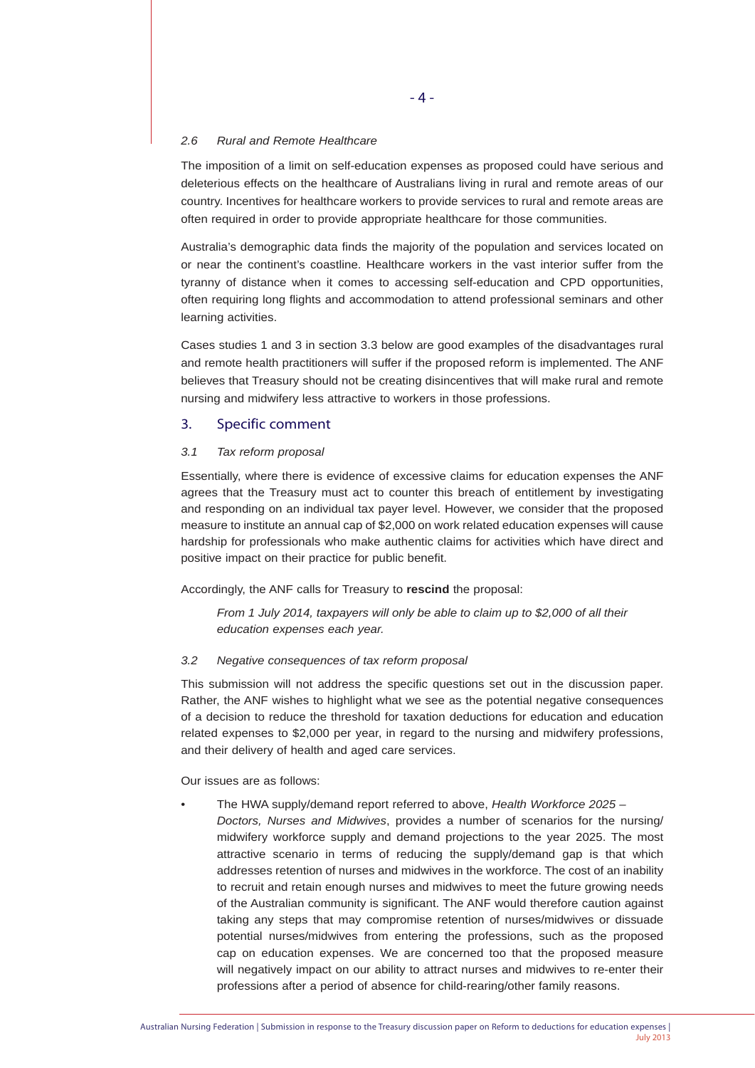*2.6 Rural and Remote Healthcare*

The imposition of a limit on self-education expenses as proposed could have serious and deleterious effects on the healthcare of Australians living in rural and remote areas of our country. Incentives for healthcare workers to provide services to rural and remote areas are often required in order to provide appropriate healthcare for those communities.

Australia's demographic data finds the majority of the population and services located on or near the continent's coastline. Healthcare workers in the vast interior suffer from the tyranny of distance when it comes to accessing self-education and CPD opportunities, often requiring long flights and accommodation to attend professional seminars and other learning activities.

Cases studies 1 and 3 in section 3.3 below are good examples of the disadvantages rural and remote health practitioners will suffer if the proposed reform is implemented. The ANF believes that Treasury should not be creating disincentives that will make rural and remote nursing and midwifery less attractive to workers in those professions.

## 3. Specific comment

*3.1 Tax reform proposal*

Essentially, where there is evidence of excessive claims for education expenses the ANF agrees that the Treasury must act to counter this breach of entitlement by investigating and responding on an individual tax payer level. However, we consider that the proposed measure to institute an annual cap of $2,000 on work related education expenses will cause hardship for professionals who make authentic claims for activities which have direct and positive impact on their practice for public benefit.

Accordingly, the ANF calls for Treasury to **rescind** the proposal:

> *From 1 July 2014, taxpayers will only be able to claim up to $2,000 of all their education expenses each year.*

*3.2 Negative consequences of tax reform proposal*

This submission will not address the specific questions set out in the discussion paper. Rather, the ANF wishes to highlight what we see as the potential negative consequences of a decision to reduce the threshold for taxation deductions for education and education related expenses to $2,000 per year, in regard to the nursing and midwifery professions, and their delivery of health and aged care services.

Our issues are as follows:

- The HWA supply/demand report referred to above, *Health Workforce 2025 – Doctors, Nurses and Midwives*, provides a number of scenarios for the nursing/midwifery workforce supply and demand projections to the year 2025. The most attractive scenario in terms of reducing the supply/demand gap is that which addresses retention of nurses and midwives in the workforce. The cost of an inability to recruit and retain enough nurses and midwives to meet the future growing needs of the Australian community is significant. The ANF would therefore caution against taking any steps that may compromise retention of nurses/midwives or dissuade potential nurses/midwives from entering the professions, such as the proposed cap on education expenses. We are concerned too that the proposed measure will negatively impact on our ability to attract nurses and midwives to re-enter their professions after a period of absence for child-rearing/other family reasons.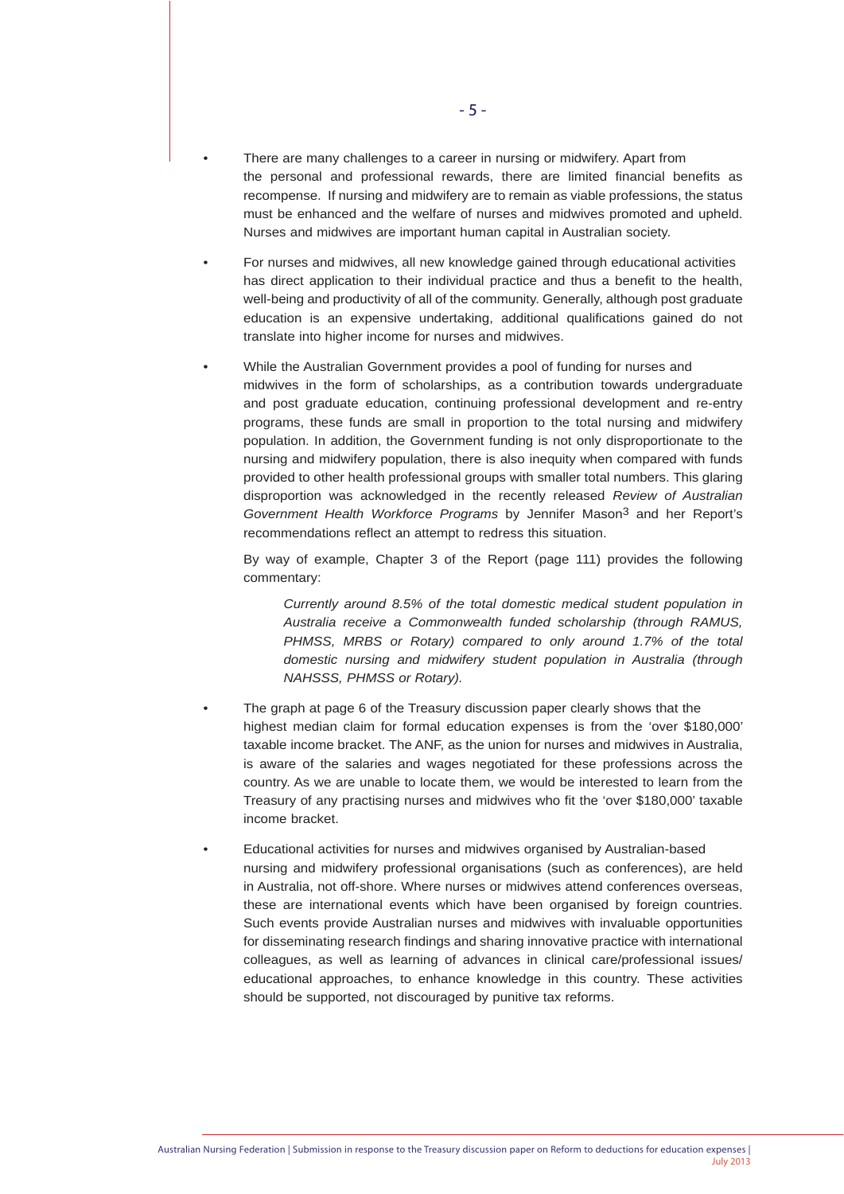- There are many challenges to a career in nursing or midwifery. Apart from the personal and professional rewards, there are limited financial benefits as recompense. If nursing and midwifery are to remain as viable professions, the status must be enhanced and the welfare of nurses and midwives promoted and upheld. Nurses and midwives are important human capital in Australian society.

- For nurses and midwives, all new knowledge gained through educational activities has direct application to their individual practice and thus a benefit to the health, well-being and productivity of all of the community. Generally, although post graduate education is an expensive undertaking, additional qualifications gained do not translate into higher income for nurses and midwives.

- While the Australian Government provides a pool of funding for nurses and midwives in the form of scholarships, as a contribution towards undergraduate and post graduate education, continuing professional development and re-entry programs, these funds are small in proportion to the total nursing and midwifery population. In addition, the Government funding is not only disproportionate to the nursing and midwifery population, there is also inequity when compared with funds provided to other health professional groups with smaller total numbers. This glaring disproportion was acknowledged in the recently released *Review of Australian Government Health Workforce Programs* by Jennifer Mason[3] and her Report's recommendations reflect an attempt to redress this situation.

  By way of example, Chapter 3 of the Report (page 111) provides the following commentary:

  > *Currently around 8.5% of the total domestic medical student population in Australia receive a Commonwealth funded scholarship (through RAMUS, PHMSS, MRBS or Rotary) compared to only around 1.7% of the total domestic nursing and midwifery student population in Australia (through NAHSSS, PHMSS or Rotary).*

- The graph at page 6 of the Treasury discussion paper clearly shows that the highest median claim for formal education expenses is from the 'over $180,000' taxable income bracket. The ANF, as the union for nurses and midwives in Australia, is aware of the salaries and wages negotiated for these professions across the country. As we are unable to locate them, we would be interested to learn from the Treasury of any practising nurses and midwives who fit the 'over $180,000' taxable income bracket.

- Educational activities for nurses and midwives organised by Australian-based nursing and midwifery professional organisations (such as conferences), are held in Australia, not off-shore. Where nurses or midwives attend conferences overseas, these are international events which have been organised by foreign countries. Such events provide Australian nurses and midwives with invaluable opportunities for disseminating research findings and sharing innovative practice with international colleagues, as well as learning of advances in clinical care/professional issues/ educational approaches, to enhance knowledge in this country. These activities should be supported, not discouraged by punitive tax reforms.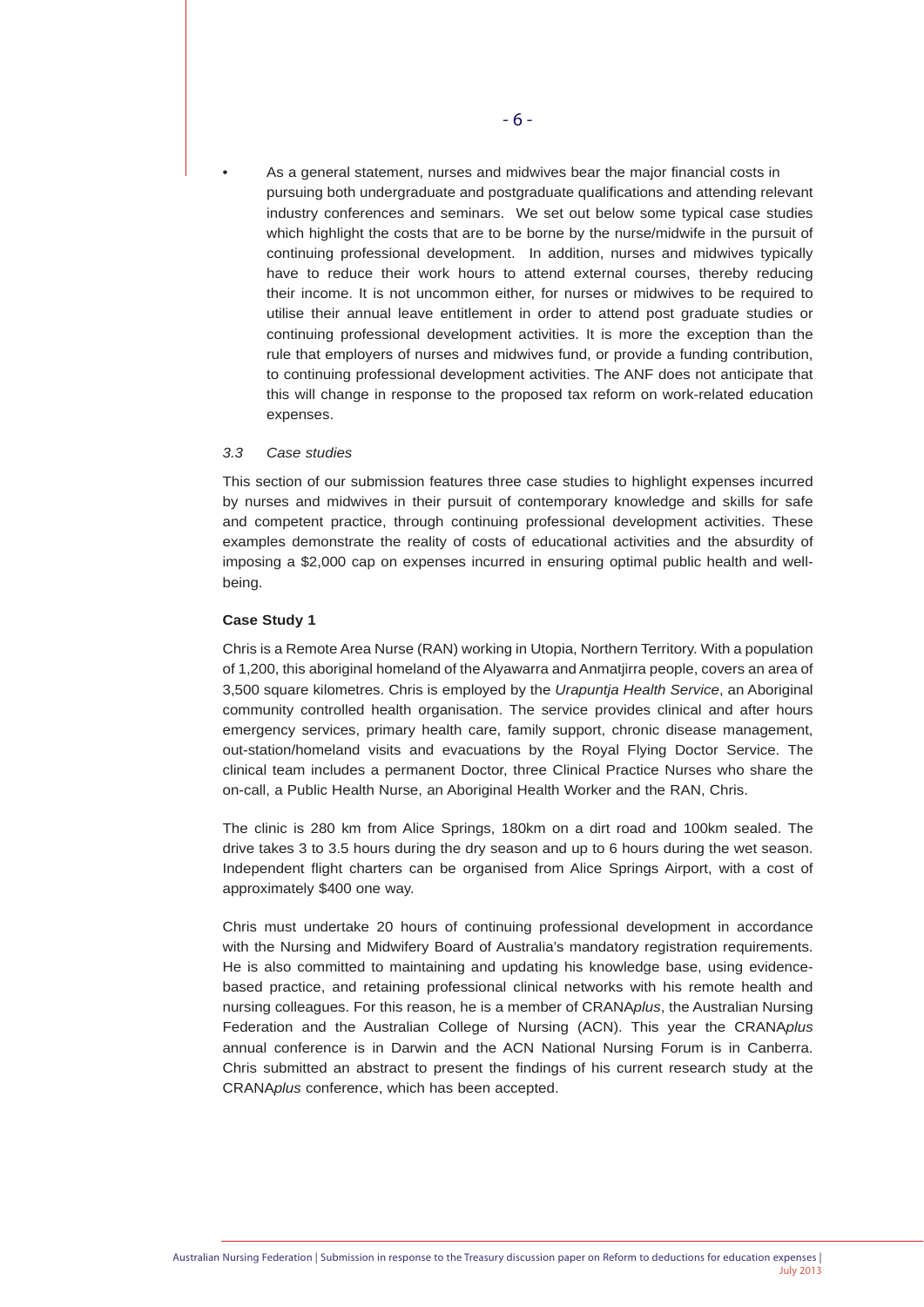- As a general statement, nurses and midwives bear the major financial costs in pursuing both undergraduate and postgraduate qualifications and attending relevant industry conferences and seminars. We set out below some typical case studies which highlight the costs that are to be borne by the nurse/midwife in the pursuit of continuing professional development. In addition, nurses and midwives typically have to reduce their work hours to attend external courses, thereby reducing their income. It is not uncommon either, for nurses or midwives to be required to utilise their annual leave entitlement in order to attend post graduate studies or continuing professional development activities. It is more the exception than the rule that employers of nurses and midwives fund, or provide a funding contribution, to continuing professional development activities. The ANF does not anticipate that this will change in response to the proposed tax reform on work-related education expenses.

### *3.3 Case studies*

This section of our submission features three case studies to highlight expenses incurred by nurses and midwives in their pursuit of contemporary knowledge and skills for safe and competent practice, through continuing professional development activities. These examples demonstrate the reality of costs of educational activities and the absurdity of imposing a $2,000 cap on expenses incurred in ensuring optimal public health and well-being.

**Case Study 1**

Chris is a Remote Area Nurse (RAN) working in Utopia, Northern Territory. With a population of 1,200, this aboriginal homeland of the Alyawarra and Anmatjirra people, covers an area of 3,500 square kilometres. Chris is employed by the *Urapuntja Health Service*, an Aboriginal community controlled health organisation. The service provides clinical and after hours emergency services, primary health care, family support, chronic disease management, out-station/homeland visits and evacuations by the Royal Flying Doctor Service. The clinical team includes a permanent Doctor, three Clinical Practice Nurses who share the on-call, a Public Health Nurse, an Aboriginal Health Worker and the RAN, Chris.

The clinic is 280 km from Alice Springs, 180km on a dirt road and 100km sealed. The drive takes 3 to 3.5 hours during the dry season and up to 6 hours during the wet season. Independent flight charters can be organised from Alice Springs Airport, with a cost of approximately $400 one way.

Chris must undertake 20 hours of continuing professional development in accordance with the Nursing and Midwifery Board of Australia's mandatory registration requirements. He is also committed to maintaining and updating his knowledge base, using evidence-based practice, and retaining professional clinical networks with his remote health and nursing colleagues. For this reason, he is a member of CRANA*plus*, the Australian Nursing Federation and the Australian College of Nursing (ACN). This year the CRANA*plus* annual conference is in Darwin and the ACN National Nursing Forum is in Canberra. Chris submitted an abstract to present the findings of his current research study at the CRANA*plus* conference, which has been accepted.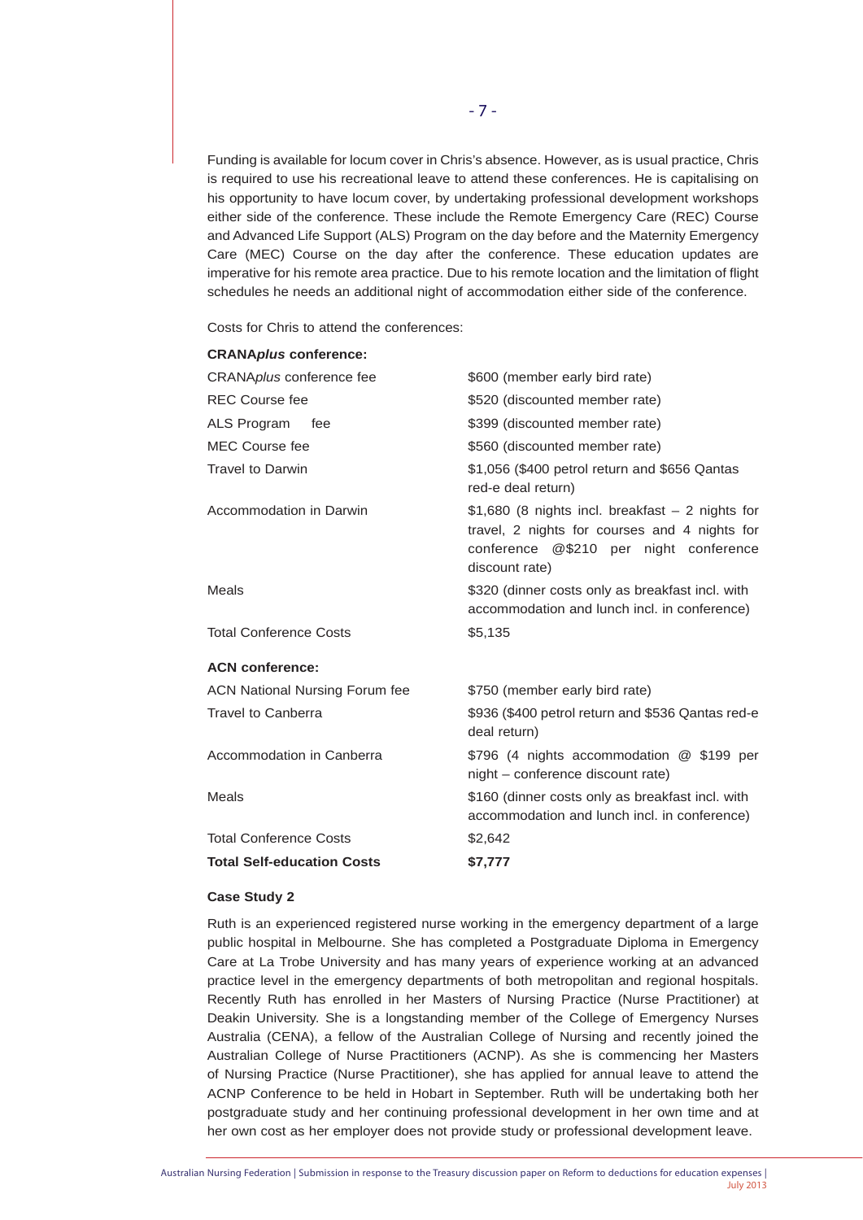Funding is available for locum cover in Chris's absence. However, as is usual practice, Chris is required to use his recreational leave to attend these conferences. He is capitalising on his opportunity to have locum cover, by undertaking professional development workshops either side of the conference. These include the Remote Emergency Care (REC) Course and Advanced Life Support (ALS) Program on the day before and the Maternity Emergency Care (MEC) Course on the day after the conference. These education updates are imperative for his remote area practice. Due to his remote location and the limitation of flight schedules he needs an additional night of accommodation either side of the conference.

Costs for Chris to attend the conferences:

| **CRANA*plus* conference:** | |
|---|---|
| CRANA*plus* conference fee | $600 (member early bird rate) |
| REC Course fee | $520 (discounted member rate) |
| ALS Program fee | $399 (discounted member rate) |
| MEC Course fee | $560 (discounted member rate) |
| Travel to Darwin | $1,056 ($400 petrol return and $656 Qantas red-e deal return) |
| Accommodation in Darwin | $1,680 (8 nights incl. breakfast – 2 nights for travel, 2 nights for courses and 4 nights for conference @$210 per night conference discount rate) |
| Meals | $320 (dinner costs only as breakfast incl. with accommodation and lunch incl. in conference) |
| Total Conference Costs | $5,135 |
| **ACN conference:** | |
| ACN National Nursing Forum fee | $750 (member early bird rate) |
| Travel to Canberra | $936 ($400 petrol return and $536 Qantas red-e deal return) |
| Accommodation in Canberra | $796 (4 nights accommodation @ $199 per night – conference discount rate) |
| Meals | $160 (dinner costs only as breakfast incl. with accommodation and lunch incl. in conference) |
| Total Conference Costs | $2,642 |
| **Total Self-education Costs** | **$7,777** |

**Case Study 2**

Ruth is an experienced registered nurse working in the emergency department of a large public hospital in Melbourne. She has completed a Postgraduate Diploma in Emergency Care at La Trobe University and has many years of experience working at an advanced practice level in the emergency departments of both metropolitan and regional hospitals. Recently Ruth has enrolled in her Masters of Nursing Practice (Nurse Practitioner) at Deakin University. She is a longstanding member of the College of Emergency Nurses Australia (CENA), a fellow of the Australian College of Nursing and recently joined the Australian College of Nurse Practitioners (ACNP). As she is commencing her Masters of Nursing Practice (Nurse Practitioner), she has applied for annual leave to attend the ACNP Conference to be held in Hobart in September. Ruth will be undertaking both her postgraduate study and her continuing professional development in her own time and at her own cost as her employer does not provide study or professional development leave.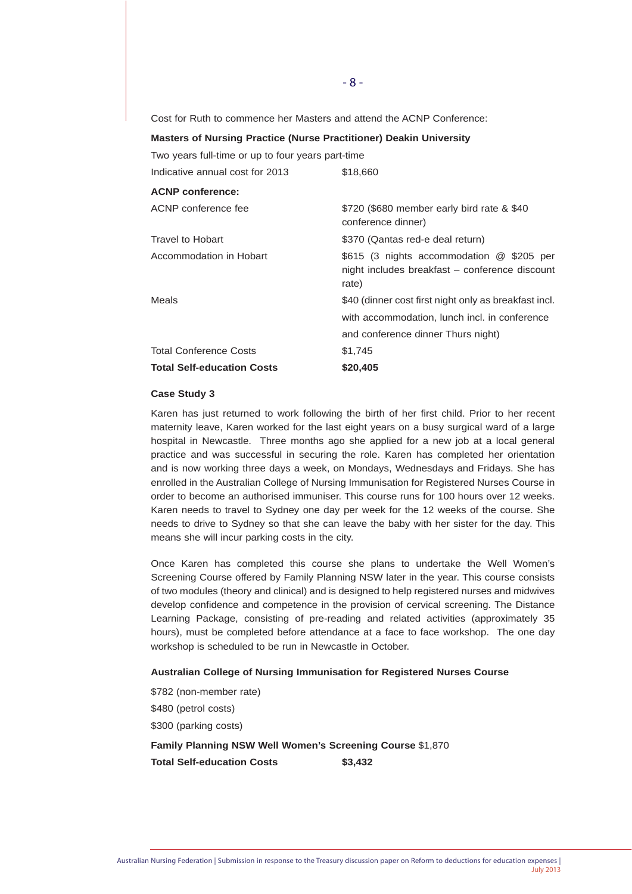Cost for Ruth to commence her Masters and attend the ACNP Conference:

**Masters of Nursing Practice (Nurse Practitioner) Deakin University**

Two years full-time or up to four years part-time

| | |
|---|---|
| Indicative annual cost for 2013 | $18,660 |
| **ACNP conference:** | |
| ACNP conference fee | $720 ($680 member early bird rate & $40 conference dinner) |
| Travel to Hobart | $370 (Qantas red-e deal return) |
| Accommodation in Hobart | $615 (3 nights accommodation @ $205 per night includes breakfast – conference discount rate) |
| Meals | $40 (dinner cost first night only as breakfast incl. with accommodation, lunch incl. in conference and conference dinner Thurs night) |
| Total Conference Costs | $1,745 |
| **Total Self-education Costs** | **$20,405** |

**Case Study 3**

Karen has just returned to work following the birth of her first child. Prior to her recent maternity leave, Karen worked for the last eight years on a busy surgical ward of a large hospital in Newcastle. Three months ago she applied for a new job at a local general practice and was successful in securing the role. Karen has completed her orientation and is now working three days a week, on Mondays, Wednesdays and Fridays. She has enrolled in the Australian College of Nursing Immunisation for Registered Nurses Course in order to become an authorised immuniser. This course runs for 100 hours over 12 weeks. Karen needs to travel to Sydney one day per week for the 12 weeks of the course. She needs to drive to Sydney so that she can leave the baby with her sister for the day. This means she will incur parking costs in the city.

Once Karen has completed this course she plans to undertake the Well Women's Screening Course offered by Family Planning NSW later in the year. This course consists of two modules (theory and clinical) and is designed to help registered nurses and midwives develop confidence and competence in the provision of cervical screening. The Distance Learning Package, consisting of pre-reading and related activities (approximately 35 hours), must be completed before attendance at a face to face workshop. The one day workshop is scheduled to be run in Newcastle in October.

**Australian College of Nursing Immunisation for Registered Nurses Course**

$782 (non-member rate)

$480 (petrol costs)

$300 (parking costs)

**Family Planning NSW Well Women's Screening Course** $1,870

**Total Self-education Costs** **$3,432**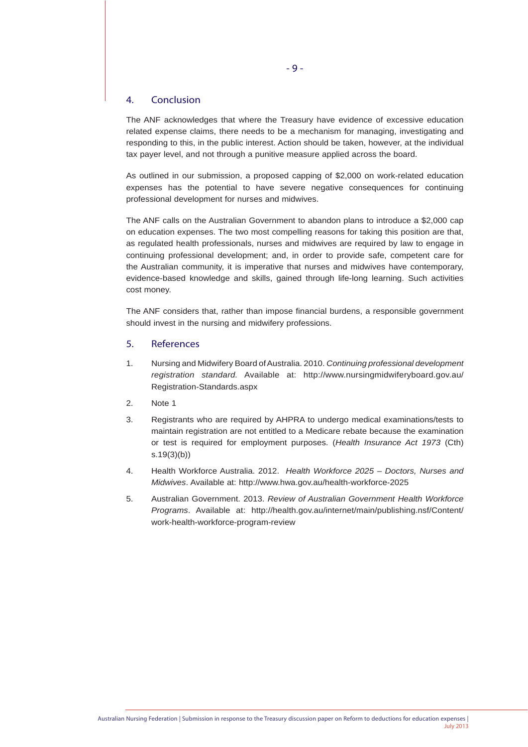## 4. Conclusion

The ANF acknowledges that where the Treasury have evidence of excessive education related expense claims, there needs to be a mechanism for managing, investigating and responding to this, in the public interest. Action should be taken, however, at the individual tax payer level, and not through a punitive measure applied across the board.

As outlined in our submission, a proposed capping of $2,000 on work-related education expenses has the potential to have severe negative consequences for continuing professional development for nurses and midwives.

The ANF calls on the Australian Government to abandon plans to introduce a $2,000 cap on education expenses. The two most compelling reasons for taking this position are that, as regulated health professionals, nurses and midwives are required by law to engage in continuing professional development; and, in order to provide safe, competent care for the Australian community, it is imperative that nurses and midwives have contemporary, evidence-based knowledge and skills, gained through life-long learning. Such activities cost money.

The ANF considers that, rather than impose financial burdens, a responsible government should invest in the nursing and midwifery professions.

## 5. References

1. Nursing and Midwifery Board of Australia. 2010. *Continuing professional development registration standard.* Available at: http://www.nursingmidwiferyboard.gov.au/Registration-Standards.aspx
2. Note 1
3. Registrants who are required by AHPRA to undergo medical examinations/tests to maintain registration are not entitled to a Medicare rebate because the examination or test is required for employment purposes. (*Health Insurance Act 1973* (Cth) s.19(3)(b))
4. Health Workforce Australia. 2012. *Health Workforce 2025 – Doctors, Nurses and Midwives*. Available at: http://www.hwa.gov.au/health-workforce-2025
5. Australian Government. 2013. *Review of Australian Government Health Workforce Programs*. Available at: http://health.gov.au/internet/main/publishing.nsf/Content/work-health-workforce-program-review